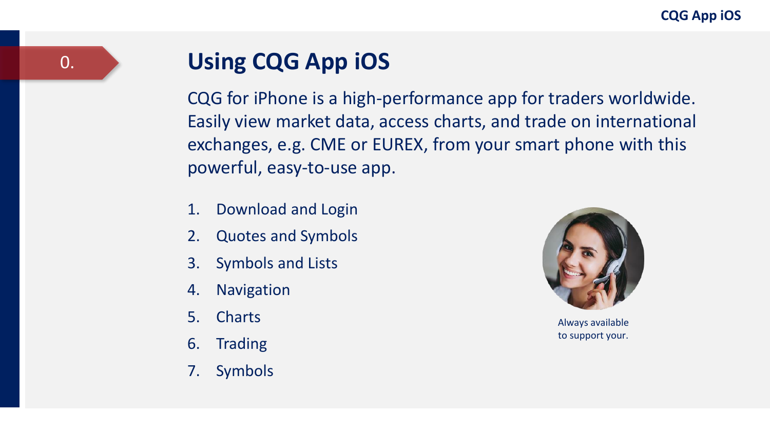0.

# Using CQG App iOS

CQG for iPhone is a high-performance app for traders worldwide. Easily view market data, access charts, and trade on international exchanges, e.g. CME or EUREX, from your smart phone with this powerful, easy-to-use app.

1. Download and Login
2. Quotes and Symbols
3. Symbols and Lists
4. Navigation
5. Charts
6. Trading
7. Symbols

Always available to support your.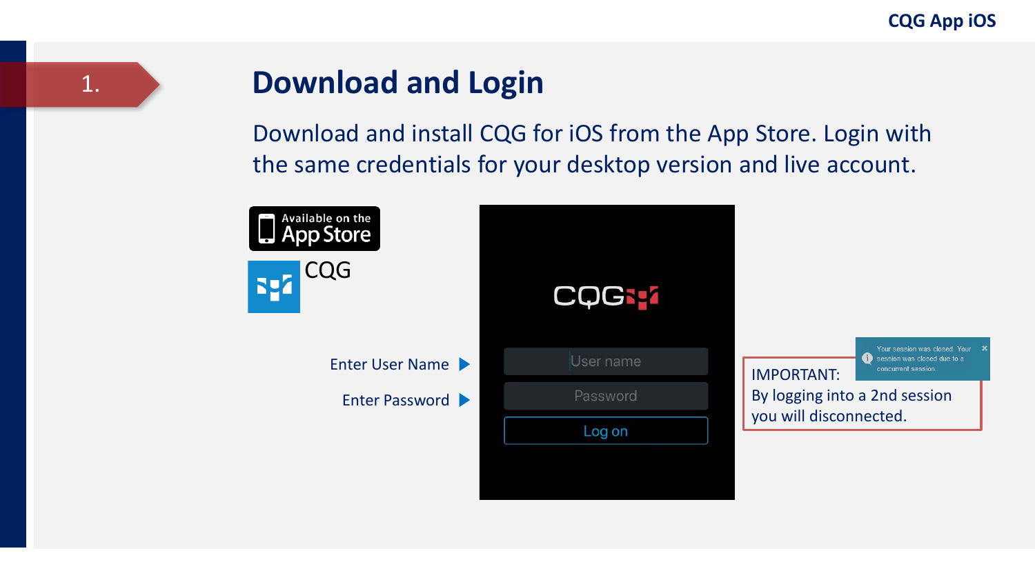# 1. Download and Login

Download and install CQG for iOS from the App Store. Login with the same credentials for your desktop version and live account.

Available on the App Store

CQG

Enter User Name

Enter Password

User name

Password

Log on

Your session was closed. Your session was closed due to a concurrent session

IMPORTANT:
By logging into a 2nd session you will disconnected.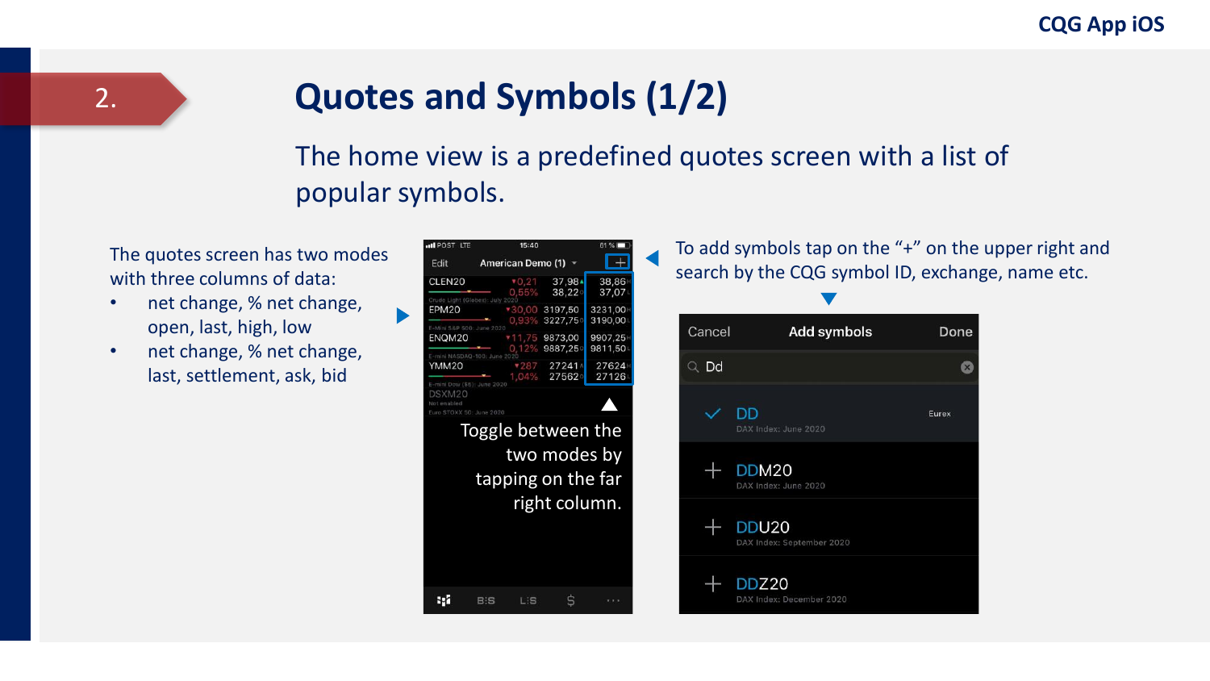## 2. Quotes and Symbols (1/2)

The home view is a predefined quotes screen with a list of popular symbols.

The quotes screen has two modes with three columns of data:

- net change, % net change, open, last, high, low
- net change, % net change, last, settlement, ask, bid

Toggle between the two modes by tapping on the far right column.

To add symbols tap on the "+" on the upper right and search by the CQG symbol ID, exchange, name etc.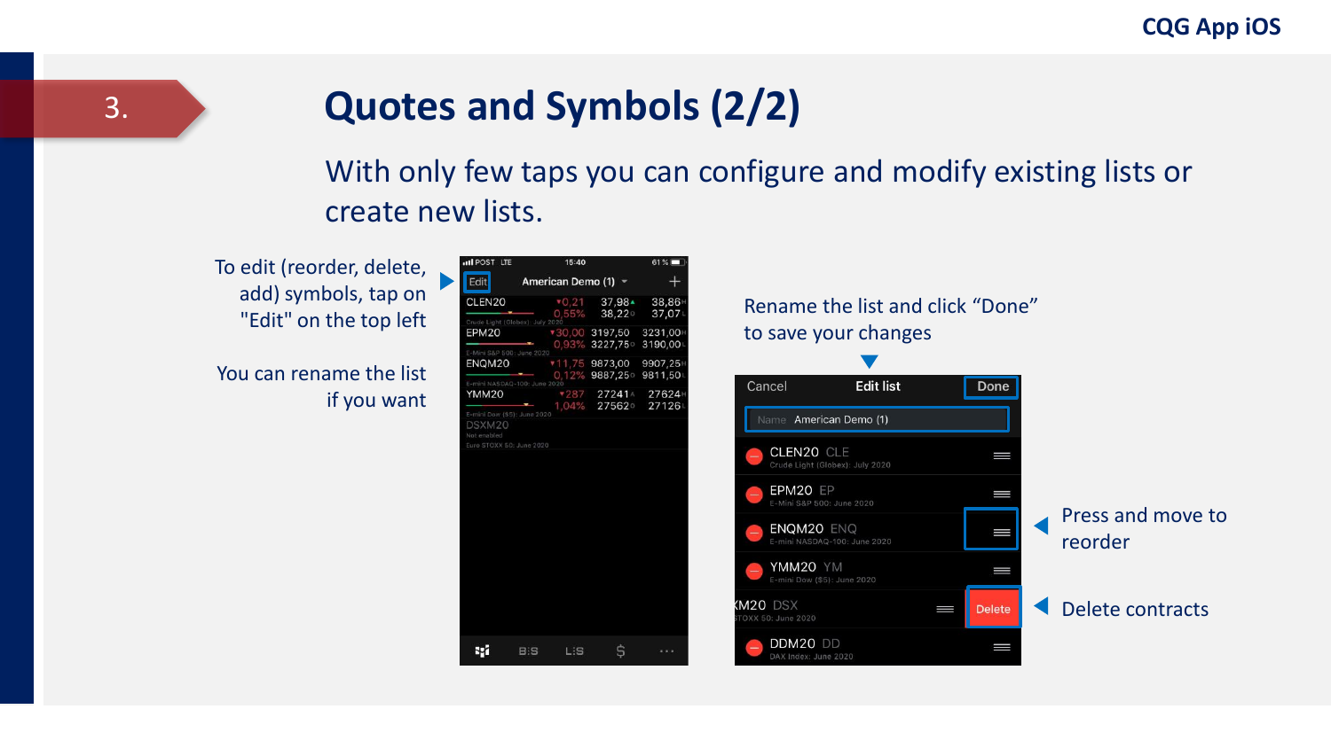# 3. Quotes and Symbols (2/2)

With only few taps you can configure and modify existing lists or create new lists.

To edit (reorder, delete, add) symbols, tap on "Edit" on the top left

You can rename the list if you want

Rename the list and click “Done” to save your changes

Press and move to reorder

Delete contracts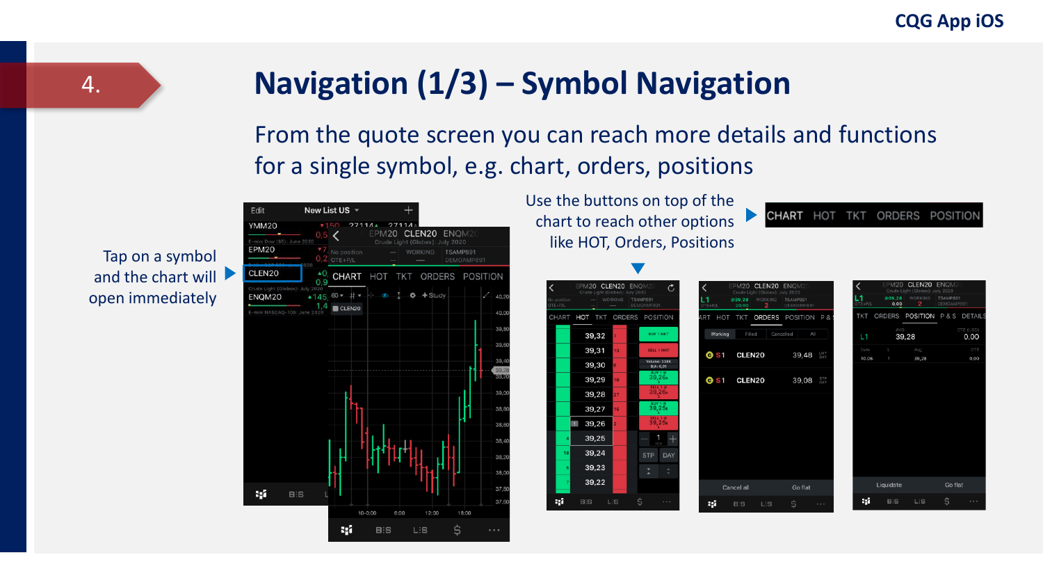# 4. Navigation (1/3) – Symbol Navigation

From the quote screen you can reach more details and functions for a single symbol, e.g. chart, orders, positions

Tap on a symbol and the chart will open immediately

Use the buttons on top of the chart to reach other options like HOT, Orders, Positions

CHART HOT TKT ORDERS POSITION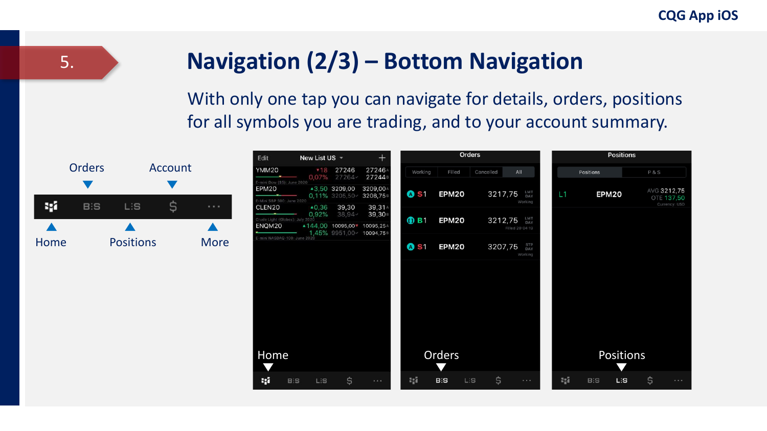# 5. Navigation (2/3) – Bottom Navigation

With only one tap you can navigate for details, orders, positions for all symbols you are trading, and to your account summary.

Orders — Account

Home — Positions — More

Home — Orders — Positions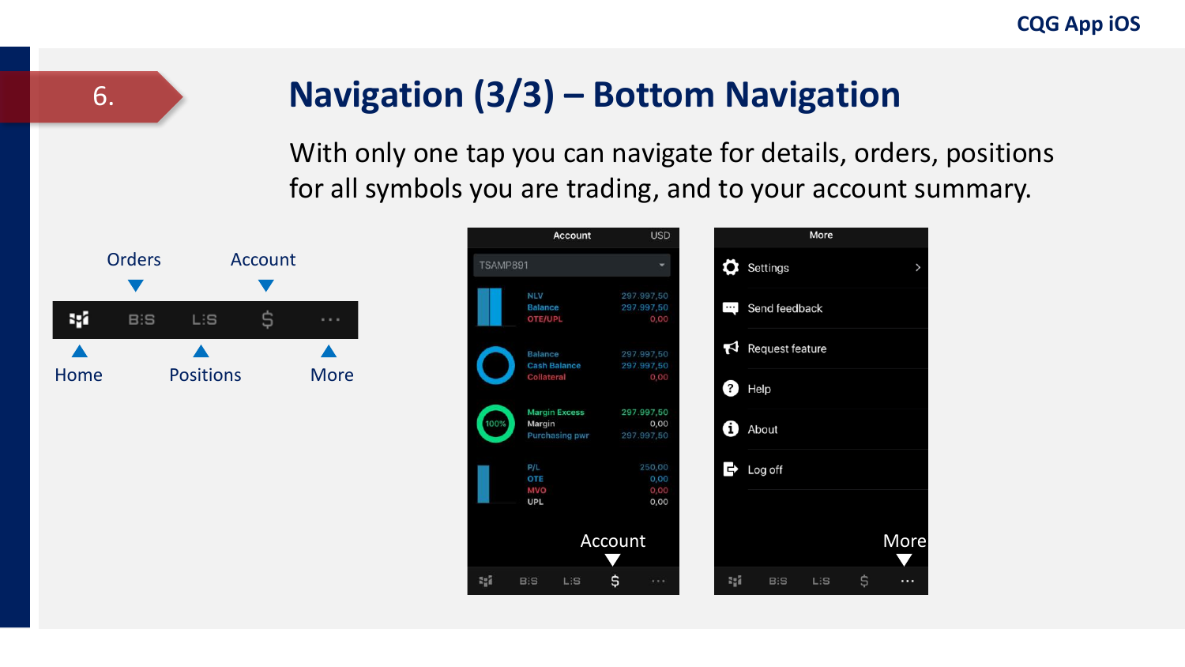# 6. Navigation (3/3) – Bottom Navigation

With only one tap you can navigate for details, orders, positions for all symbols you are trading, and to your account summary.

Orders Account

Home Positions More

Account USD

TSAMP891

| | |
|---|---|
| NLV | 297.997,50 |
| Balance | 297.997,50 |
| OTE/UPL | 0,00 |
| Balance | 297.997,50 |
| Cash Balance | 297.997,50 |
| Collateral | 0,00 |
| Margin Excess | 297.997,50 |
| Margin | 0,00 |
| Purchasing pwr | 297.997,50 |
| P/L | 250,00 |
| OTE | 0,00 |
| MVO | 0,00 |
| UPL | 0,00 |

Account

More

- Settings
- Send feedback
- Request feature
- Help
- About
- Log off

More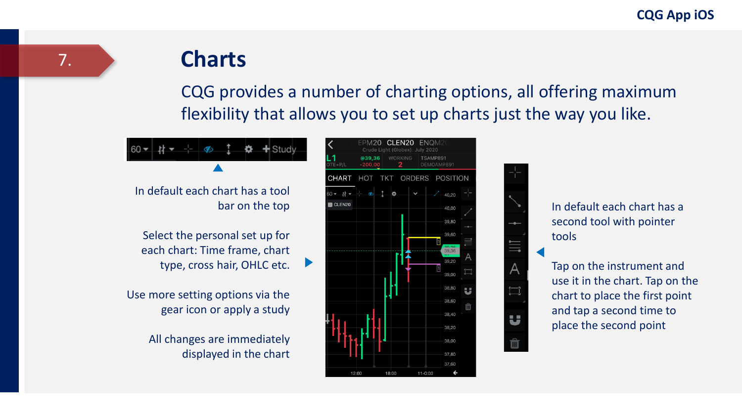# 7. Charts

CQG provides a number of charting options, all offering maximum flexibility that allows you to set up charts just the way you like.

In default each chart has a tool bar on the top

Select the personal set up for each chart: Time frame, chart type, cross hair, OHLC etc.

Use more setting options via the gear icon or apply a study

All changes are immediately displayed in the chart

In default each chart has a second tool with pointer tools

Tap on the instrument and use it in the chart. Tap on the chart to place the first point and tap a second time to place the second point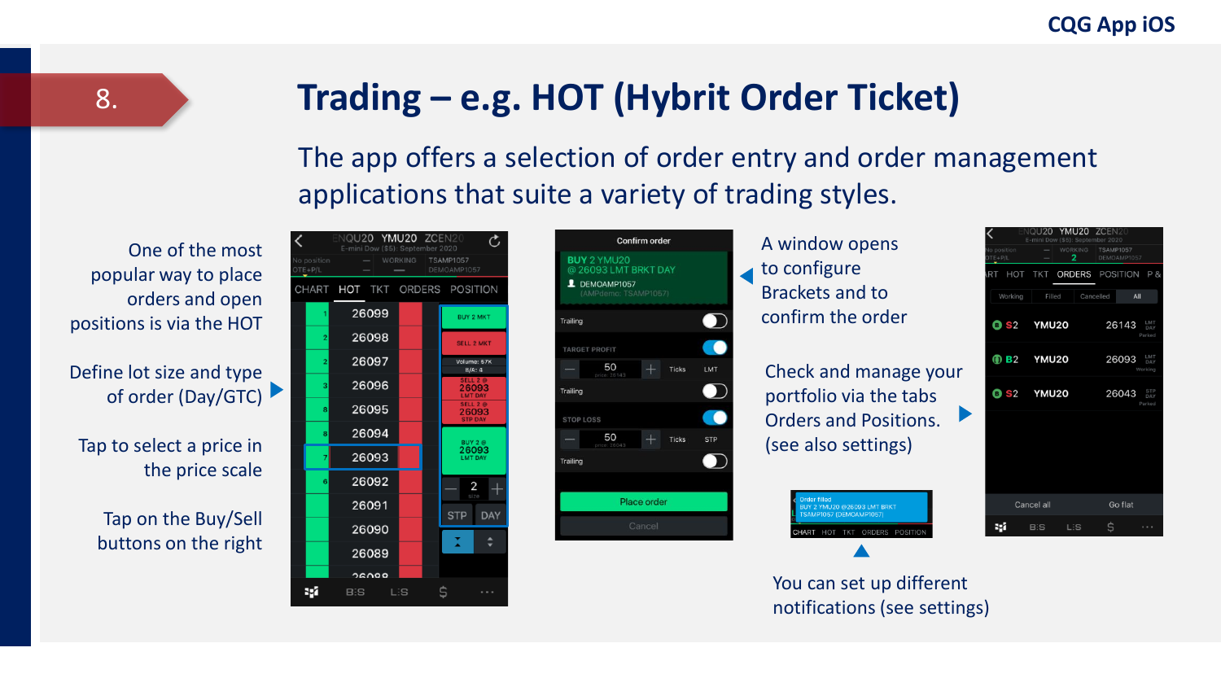# 8. Trading – e.g. HOT (Hybrit Order Ticket)

The app offers a selection of order entry and order management applications that suite a variety of trading styles.

One of the most popular way to place orders and open positions is via the HOT

Define lot size and type of order (Day/GTC)

Tap to select a price in the price scale

Tap on the Buy/Sell buttons on the right

A window opens to configure Brackets and to confirm the order

Check and manage your portfolio via the tabs Orders and Positions. (see also settings)

You can set up different notifications (see settings)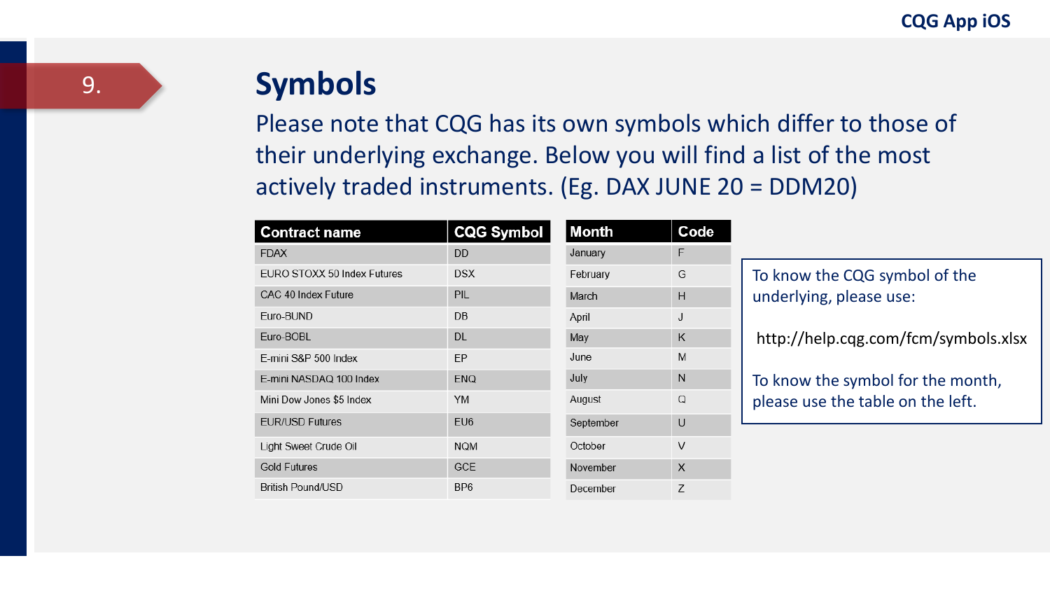## 9.

# Symbols

Please note that CQG has its own symbols which differ to those of their underlying exchange. Below you will find a list of the most actively traded instruments. (Eg. DAX JUNE 20 = DDM20)

| Contract name | CQG Symbol |
|---|---|
| FDAX | DD |
| EURO STOXX 50 Index Futures | DSX |
| CAC 40 Index Future | PIL |
| Euro-BUND | DB |
| Euro-BOBL | DL |
| E-mini S&P 500 Index | EP |
| E-mini NASDAQ 100 Index | ENQ |
| Mini Dow Jones $5 Index | YM |
| EUR/USD Futures | EU6 |
| Light Sweet Crude Oil | NQM |
| Gold Futures | GCE |
| British Pound/USD | BP6 |

| Month | Code |
|---|---|
| January | F |
| February | G |
| March | H |
| April | J |
| May | K |
| June | M |
| July | N |
| August | Q |
| September | U |
| October | V |
| November | X |
| December | Z |

To know the CQG symbol of the underlying, please use:

http://help.cqg.com/fcm/symbols.xlsx

To know the symbol for the month, please use the table on the left.